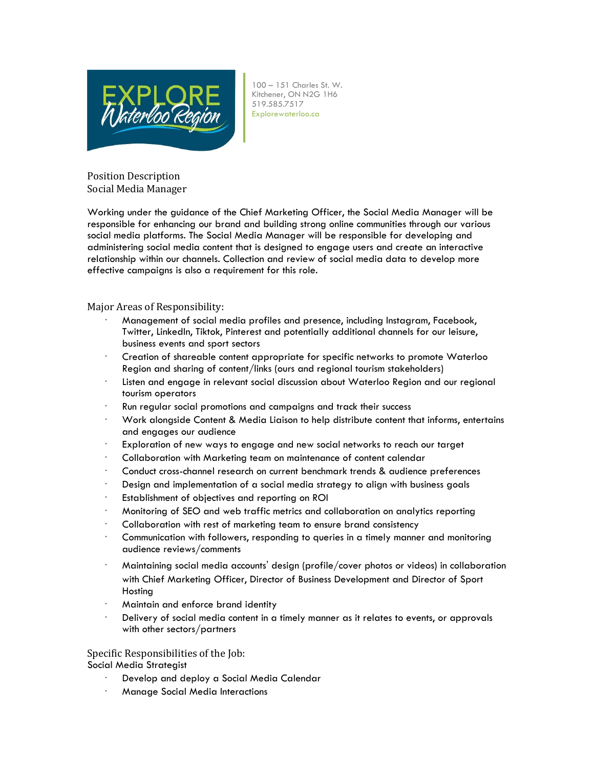100 – 151 Charles St. W.
Kitchener, ON N2G 1H6
519.585.7517
Explorewaterloo.ca

Position Description
Social Media Manager

Working under the guidance of the Chief Marketing Officer, the Social Media Manager will be responsible for enhancing our brand and building strong online communities through our various social media platforms. The Social Media Manager will be responsible for developing and administering social media content that is designed to engage users and create an interactive relationship within our channels. Collection and review of social media data to develop more effective campaigns is also a requirement for this role.

## Major Areas of Responsibility:

- Management of social media profiles and presence, including Instagram, Facebook, Twitter, LinkedIn, Tiktok, Pinterest and potentially additional channels for our leisure, business events and sport sectors
- Creation of shareable content appropriate for specific networks to promote Waterloo Region and sharing of content/links (ours and regional tourism stakeholders)
- Listen and engage in relevant social discussion about Waterloo Region and our regional tourism operators
- Run regular social promotions and campaigns and track their success
- Work alongside Content & Media Liaison to help distribute content that informs, entertains and engages our audience
- Exploration of new ways to engage and new social networks to reach our target
- Collaboration with Marketing team on maintenance of content calendar
- Conduct cross-channel research on current benchmark trends & audience preferences
- Design and implementation of a social media strategy to align with business goals
- Establishment of objectives and reporting on ROI
- Monitoring of SEO and web traffic metrics and collaboration on analytics reporting
- Collaboration with rest of marketing team to ensure brand consistency
- Communication with followers, responding to queries in a timely manner and monitoring audience reviews/comments
- Maintaining social media accounts' design (profile/cover photos or videos) in collaboration with Chief Marketing Officer, Director of Business Development and Director of Sport Hosting
- Maintain and enforce brand identity
- Delivery of social media content in a timely manner as it relates to events, or approvals with other sectors/partners

## Specific Responsibilities of the Job:

Social Media Strategist

- Develop and deploy a Social Media Calendar
- Manage Social Media Interactions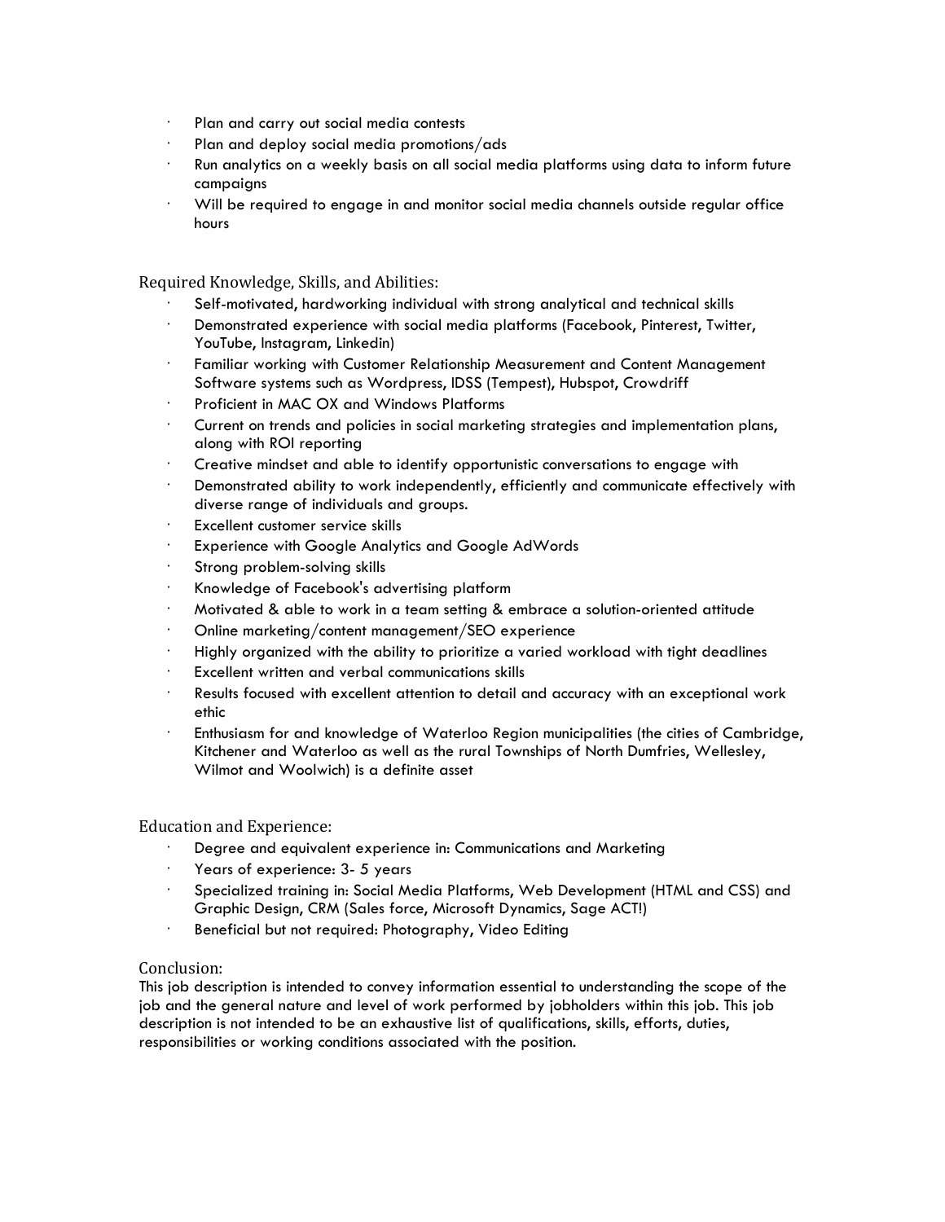- Plan and carry out social media contests
- Plan and deploy social media promotions/ads
- Run analytics on a weekly basis on all social media platforms using data to inform future campaigns
- Will be required to engage in and monitor social media channels outside regular office hours

## Required Knowledge, Skills, and Abilities:

- Self-motivated, hardworking individual with strong analytical and technical skills
- Demonstrated experience with social media platforms (Facebook, Pinterest, Twitter, YouTube, Instagram, Linkedin)
- Familiar working with Customer Relationship Measurement and Content Management Software systems such as Wordpress, IDSS (Tempest), Hubspot, Crowdriff
- Proficient in MAC OX and Windows Platforms
- Current on trends and policies in social marketing strategies and implementation plans, along with ROI reporting
- Creative mindset and able to identify opportunistic conversations to engage with
- Demonstrated ability to work independently, efficiently and communicate effectively with diverse range of individuals and groups.
- Excellent customer service skills
- Experience with Google Analytics and Google AdWords
- Strong problem-solving skills
- Knowledge of Facebook's advertising platform
- Motivated & able to work in a team setting & embrace a solution-oriented attitude
- Online marketing/content management/SEO experience
- Highly organized with the ability to prioritize a varied workload with tight deadlines
- Excellent written and verbal communications skills
- Results focused with excellent attention to detail and accuracy with an exceptional work ethic
- Enthusiasm for and knowledge of Waterloo Region municipalities (the cities of Cambridge, Kitchener and Waterloo as well as the rural Townships of North Dumfries, Wellesley, Wilmot and Woolwich) is a definite asset

## Education and Experience:

- Degree and equivalent experience in: Communications and Marketing
- Years of experience: 3- 5 years
- Specialized training in: Social Media Platforms, Web Development (HTML and CSS) and Graphic Design, CRM (Sales force, Microsoft Dynamics, Sage ACT!)
- Beneficial but not required: Photography, Video Editing

## Conclusion:

This job description is intended to convey information essential to understanding the scope of the job and the general nature and level of work performed by jobholders within this job. This job description is not intended to be an exhaustive list of qualifications, skills, efforts, duties, responsibilities or working conditions associated with the position.